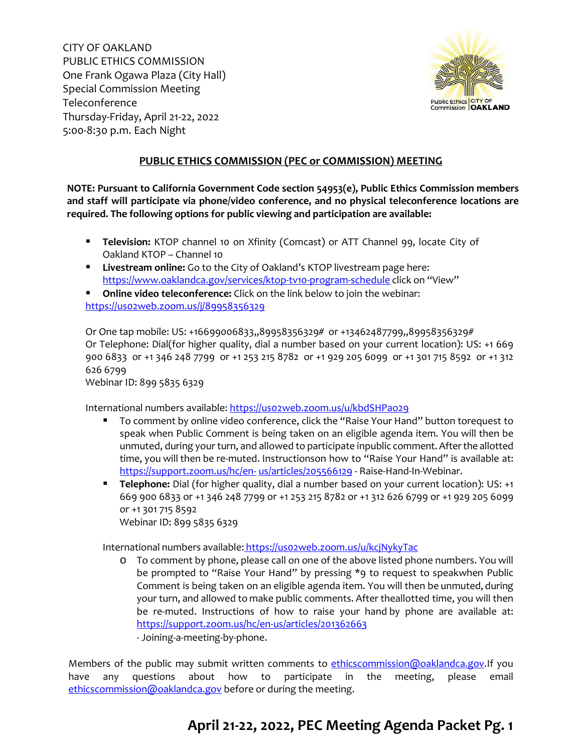CITY OF OAKLAND
PUBLIC ETHICS COMMISSION
One Frank Ogawa Plaza (City Hall)
Special Commission Meeting
Teleconference
Thursday-Friday, April 21-22, 2022
5:00-8:30 p.m. Each Night

Public Ethics Commission | CITY OF OAKLAND

## PUBLIC ETHICS COMMISSION (PEC or COMMISSION) MEETING

**NOTE: Pursuant to California Government Code section 54953(e), Public Ethics Commission members and staff will participate via phone/video conference, and no physical teleconference locations are required. The following options for public viewing and participation are available:**

- **Television:** KTOP channel 10 on Xfinity (Comcast) or ATT Channel 99, locate City of Oakland KTOP – Channel 10
- **Livestream online:** Go to the City of Oakland's KTOP livestream page here: https://www.oaklandca.gov/services/ktop-tv10-program-schedule click on "View"
- **Online video teleconference:** Click on the link below to join the webinar: https://us02web.zoom.us/j/89958356329

  Or One tap mobile: US: +16699006833,,89958356329# or +13462487799,,89958356329#
  Or Telephone: Dial(for higher quality, dial a number based on your current location): US: +1 669 900 6833 or +1 346 248 7799 or +1 253 215 8782 or +1 929 205 6099 or +1 301 715 8592 or +1 312 626 6799
  Webinar ID: 899 5835 6329

  International numbers available: https://us02web.zoom.us/u/kbdSHPa029

  - To comment by online video conference, click the "Raise Your Hand" button torequest to speak when Public Comment is being taken on an eligible agenda item. You will then be unmuted, during your turn, and allowed to participate inpublic comment. After the allotted time, you will then be re-muted. Instructionson how to "Raise Your Hand" is available at: https://support.zoom.us/hc/en- us/articles/205566129 - Raise-Hand-In-Webinar.
  - **Telephone:** Dial (for higher quality, dial a number based on your current location): US: +1 669 900 6833 or +1 346 248 7799 or +1 253 215 8782 or +1 312 626 6799 or +1 929 205 6099 or +1 301 715 8592
    Webinar ID: 899 5835 6329

  International numbers available: https://us02web.zoom.us/u/kcjNykyTac

    - To comment by phone, please call on one of the above listed phone numbers. You will be prompted to "Raise Your Hand" by pressing *9 to request to speakwhen Public Comment is being taken on an eligible agenda item. You will then be unmuted, during your turn, and allowed to make public comments. After theallotted time, you will then be re-muted. Instructions of how to raise your hand by phone are available at: https://support.zoom.us/hc/en-us/articles/201362663 - Joining-a-meeting-by-phone.

Members of the public may submit written comments to ethicscommission@oaklandca.gov.If you have any questions about how to participate in the meeting, please email ethicscommission@oaklandca.gov before or during the meeting.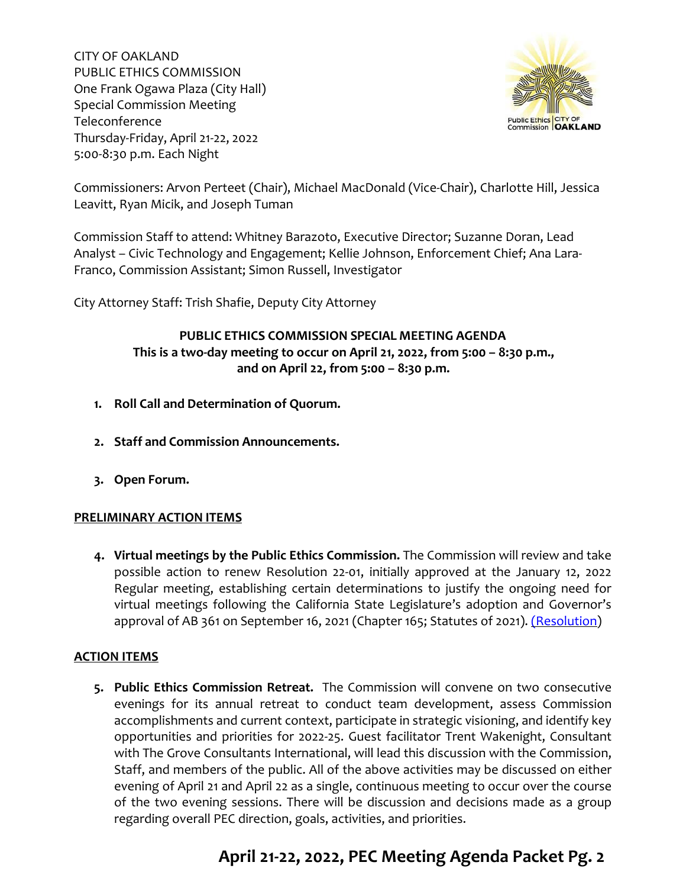CITY OF OAKLAND
PUBLIC ETHICS COMMISSION
One Frank Ogawa Plaza (City Hall)
Special Commission Meeting
Teleconference
Thursday-Friday, April 21-22, 2022
5:00-8:30 p.m. Each Night

Commissioners: Arvon Perteet (Chair), Michael MacDonald (Vice-Chair), Charlotte Hill, Jessica Leavitt, Ryan Micik, and Joseph Tuman

Commission Staff to attend: Whitney Barazoto, Executive Director; Suzanne Doran, Lead Analyst – Civic Technology and Engagement; Kellie Johnson, Enforcement Chief; Ana Lara-Franco, Commission Assistant; Simon Russell, Investigator

City Attorney Staff: Trish Shafie, Deputy City Attorney

**PUBLIC ETHICS COMMISSION SPECIAL MEETING AGENDA**
**This is a two-day meeting to occur on April 21, 2022, from 5:00 – 8:30 p.m., and on April 22, from 5:00 – 8:30 p.m.**

1. **Roll Call and Determination of Quorum.**

2. **Staff and Commission Announcements.**

3. **Open Forum.**

**PRELIMINARY ACTION ITEMS**

4. **Virtual meetings by the Public Ethics Commission.** The Commission will review and take possible action to renew Resolution 22-01, initially approved at the January 12, 2022 Regular meeting, establishing certain determinations to justify the ongoing need for virtual meetings following the California State Legislature's adoption and Governor's approval of AB 361 on September 16, 2021 (Chapter 165; Statutes of 2021). (Resolution)

**ACTION ITEMS**

5. **Public Ethics Commission Retreat.** The Commission will convene on two consecutive evenings for its annual retreat to conduct team development, assess Commission accomplishments and current context, participate in strategic visioning, and identify key opportunities and priorities for 2022-25. Guest facilitator Trent Wakenight, Consultant with The Grove Consultants International, will lead this discussion with the Commission, Staff, and members of the public. All of the above activities may be discussed on either evening of April 21 and April 22 as a single, continuous meeting to occur over the course of the two evening sessions. There will be discussion and decisions made as a group regarding overall PEC direction, goals, activities, and priorities.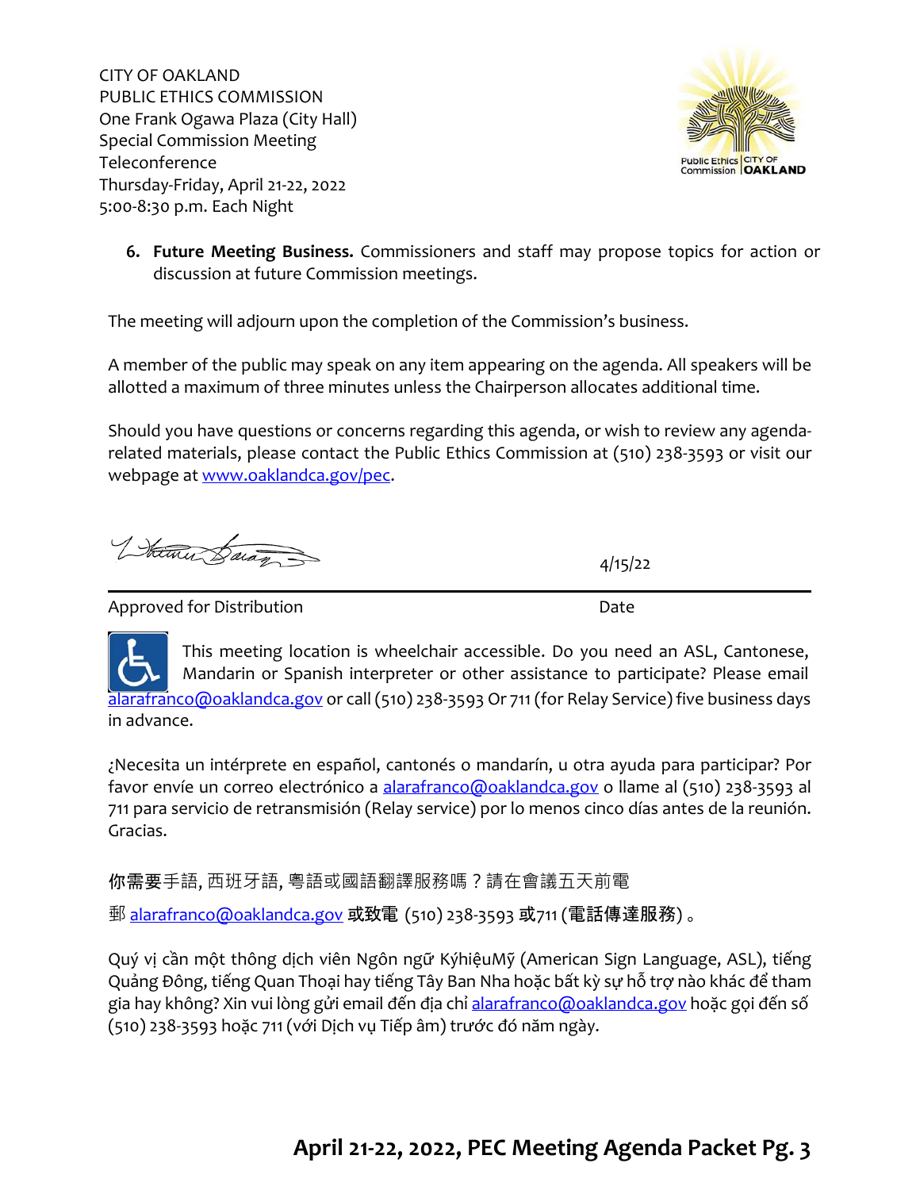CITY OF OAKLAND
PUBLIC ETHICS COMMISSION
One Frank Ogawa Plaza (City Hall)
Special Commission Meeting
Teleconference
Thursday-Friday, April 21-22, 2022
5:00-8:30 p.m. Each Night

6. **Future Meeting Business.** Commissioners and staff may propose topics for action or discussion at future Commission meetings.

The meeting will adjourn upon the completion of the Commission's business.

A member of the public may speak on any item appearing on the agenda. All speakers will be allotted a maximum of three minutes unless the Chairperson allocates additional time.

Should you have questions or concerns regarding this agenda, or wish to review any agenda-related materials, please contact the Public Ethics Commission at (510) 238-3593 or visit our webpage at www.oaklandca.gov/pec.

4/15/22

Approved for Distribution | Date

This meeting location is wheelchair accessible. Do you need an ASL, Cantonese, Mandarin or Spanish interpreter or other assistance to participate? Please email alarafranco@oaklandca.gov or call (510) 238-3593 Or 711 (for Relay Service) five business days in advance.

¿Necesita un intérprete en español, cantonés o mandarín, u otra ayuda para participar? Por favor envíe un correo electrónico a alarafranco@oaklandca.gov o llame al (510) 238-3593 al 711 para servicio de retransmisión (Relay service) por lo menos cinco días antes de la reunión. Gracias.

你需要手語, 西班牙語, 粵語或國語翻譯服務嗎？請在會議五天前電

郵 alarafranco@oaklandca.gov 或致電 (510) 238-3593 或711 (電話傳達服務)。

Quý vị cần một thông dịch viên Ngôn ngữ KýhiệuMỹ (American Sign Language, ASL), tiếng Quảng Đông, tiếng Quan Thoại hay tiếng Tây Ban Nha hoặc bất kỳ sự hỗ trợ nào khác để tham gia hay không? Xin vui lòng gửi email đến địa chỉ alarafranco@oaklandca.gov hoặc gọi đến số (510) 238-3593 hoặc 711 (với Dịch vụ Tiếp âm) trước đó năm ngày.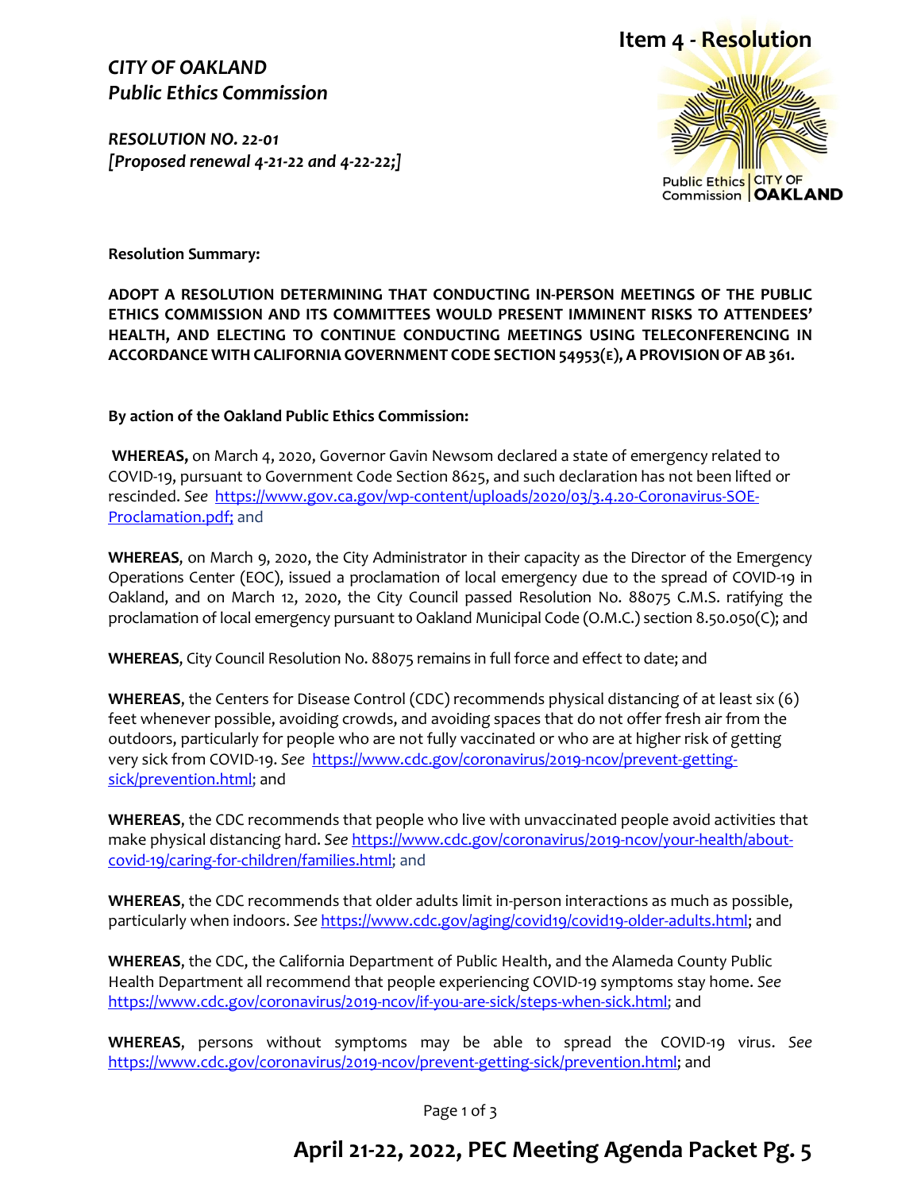**Item 4 - Resolution**

*CITY OF OAKLAND*
*Public Ethics Commission*

*RESOLUTION NO. 22-01*
*[Proposed renewal 4-21-22 and 4-22-22;]*

**Resolution Summary:**

**ADOPT A RESOLUTION DETERMINING THAT CONDUCTING IN-PERSON MEETINGS OF THE PUBLIC ETHICS COMMISSION AND ITS COMMITTEES WOULD PRESENT IMMINENT RISKS TO ATTENDEES' HEALTH, AND ELECTING TO CONTINUE CONDUCTING MEETINGS USING TELECONFERENCING IN ACCORDANCE WITH CALIFORNIA GOVERNMENT CODE SECTION 54953(E), A PROVISION OF AB 361.**

**By action of the Oakland Public Ethics Commission:**

**WHEREAS,** on March 4, 2020, Governor Gavin Newsom declared a state of emergency related to COVID-19, pursuant to Government Code Section 8625, and such declaration has not been lifted or rescinded. *See* https://www.gov.ca.gov/wp-content/uploads/2020/03/3.4.20-Coronavirus-SOE-Proclamation.pdf; and

**WHEREAS**, on March 9, 2020, the City Administrator in their capacity as the Director of the Emergency Operations Center (EOC), issued a proclamation of local emergency due to the spread of COVID-19 in Oakland, and on March 12, 2020, the City Council passed Resolution No. 88075 C.M.S. ratifying the proclamation of local emergency pursuant to Oakland Municipal Code (O.M.C.) section 8.50.050(C); and

**WHEREAS**, City Council Resolution No. 88075 remains in full force and effect to date; and

**WHEREAS**, the Centers for Disease Control (CDC) recommends physical distancing of at least six (6) feet whenever possible, avoiding crowds, and avoiding spaces that do not offer fresh air from the outdoors, particularly for people who are not fully vaccinated or who are at higher risk of getting very sick from COVID-19. *See* https://www.cdc.gov/coronavirus/2019-ncov/prevent-getting-sick/prevention.html; and

**WHEREAS**, the CDC recommends that people who live with unvaccinated people avoid activities that make physical distancing hard. *See* https://www.cdc.gov/coronavirus/2019-ncov/your-health/about-covid-19/caring-for-children/families.html; and

**WHEREAS**, the CDC recommends that older adults limit in-person interactions as much as possible, particularly when indoors. *See* https://www.cdc.gov/aging/covid19/covid19-older-adults.html; and

**WHEREAS**, the CDC, the California Department of Public Health, and the Alameda County Public Health Department all recommend that people experiencing COVID-19 symptoms stay home. *See* https://www.cdc.gov/coronavirus/2019-ncov/if-you-are-sick/steps-when-sick.html; and

**WHEREAS**, persons without symptoms may be able to spread the COVID-19 virus. *See* https://www.cdc.gov/coronavirus/2019-ncov/prevent-getting-sick/prevention.html; and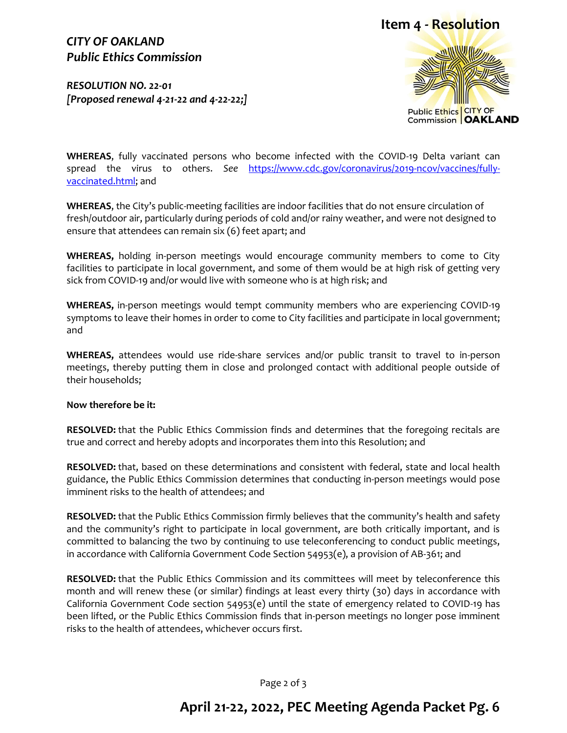# Item 4 - Resolution

***CITY OF OAKLAND***
***Public Ethics Commission***

***RESOLUTION NO. 22-01***
***[Proposed renewal 4-21-22 and 4-22-22;]***

Public Ethics Commission | CITY OF OAKLAND

**WHEREAS**, fully vaccinated persons who become infected with the COVID-19 Delta variant can spread the virus to others. *See* https://www.cdc.gov/coronavirus/2019-ncov/vaccines/fully-vaccinated.html; and

**WHEREAS**, the City's public-meeting facilities are indoor facilities that do not ensure circulation of fresh/outdoor air, particularly during periods of cold and/or rainy weather, and were not designed to ensure that attendees can remain six (6) feet apart; and

**WHEREAS,** holding in-person meetings would encourage community members to come to City facilities to participate in local government, and some of them would be at high risk of getting very sick from COVID-19 and/or would live with someone who is at high risk; and

**WHEREAS,** in-person meetings would tempt community members who are experiencing COVID-19 symptoms to leave their homes in order to come to City facilities and participate in local government; and

**WHEREAS,** attendees would use ride-share services and/or public transit to travel to in-person meetings, thereby putting them in close and prolonged contact with additional people outside of their households;

**Now therefore be it:**

**RESOLVED:** that the Public Ethics Commission finds and determines that the foregoing recitals are true and correct and hereby adopts and incorporates them into this Resolution; and

**RESOLVED:** that, based on these determinations and consistent with federal, state and local health guidance, the Public Ethics Commission determines that conducting in-person meetings would pose imminent risks to the health of attendees; and

**RESOLVED:** that the Public Ethics Commission firmly believes that the community's health and safety and the community's right to participate in local government, are both critically important, and is committed to balancing the two by continuing to use teleconferencing to conduct public meetings, in accordance with California Government Code Section 54953(e), a provision of AB-361; and

**RESOLVED:** that the Public Ethics Commission and its committees will meet by teleconference this month and will renew these (or similar) findings at least every thirty (30) days in accordance with California Government Code section 54953(e) until the state of emergency related to COVID-19 has been lifted, or the Public Ethics Commission finds that in-person meetings no longer pose imminent risks to the health of attendees, whichever occurs first.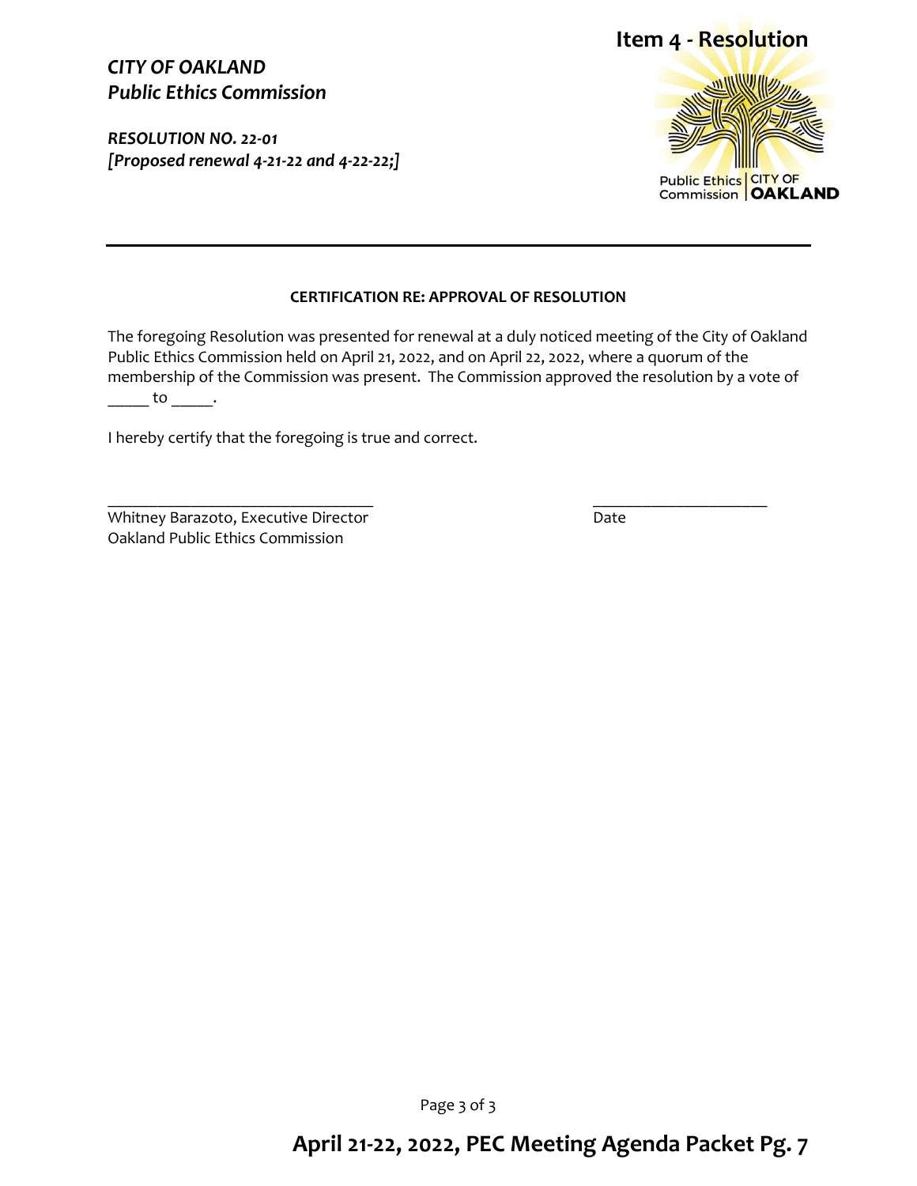Item 4 - Resolution

*CITY OF OAKLAND*
***Public Ethics Commission***

*RESOLUTION NO. 22-01*
***[Proposed renewal 4-21-22 and 4-22-22;]***

Public Ethics Commission | CITY OF OAKLAND

---

**CERTIFICATION RE: APPROVAL OF RESOLUTION**

The foregoing Resolution was presented for renewal at a duly noticed meeting of the City of Oakland Public Ethics Commission held on April 21, 2022, and on April 22, 2022, where a quorum of the membership of the Commission was present. The Commission approved the resolution by a vote of _____ to _____.

I hereby certify that the foregoing is true and correct.

_________________________________ _____________________
Whitney Barazoto, Executive Director Date
Oakland Public Ethics Commission